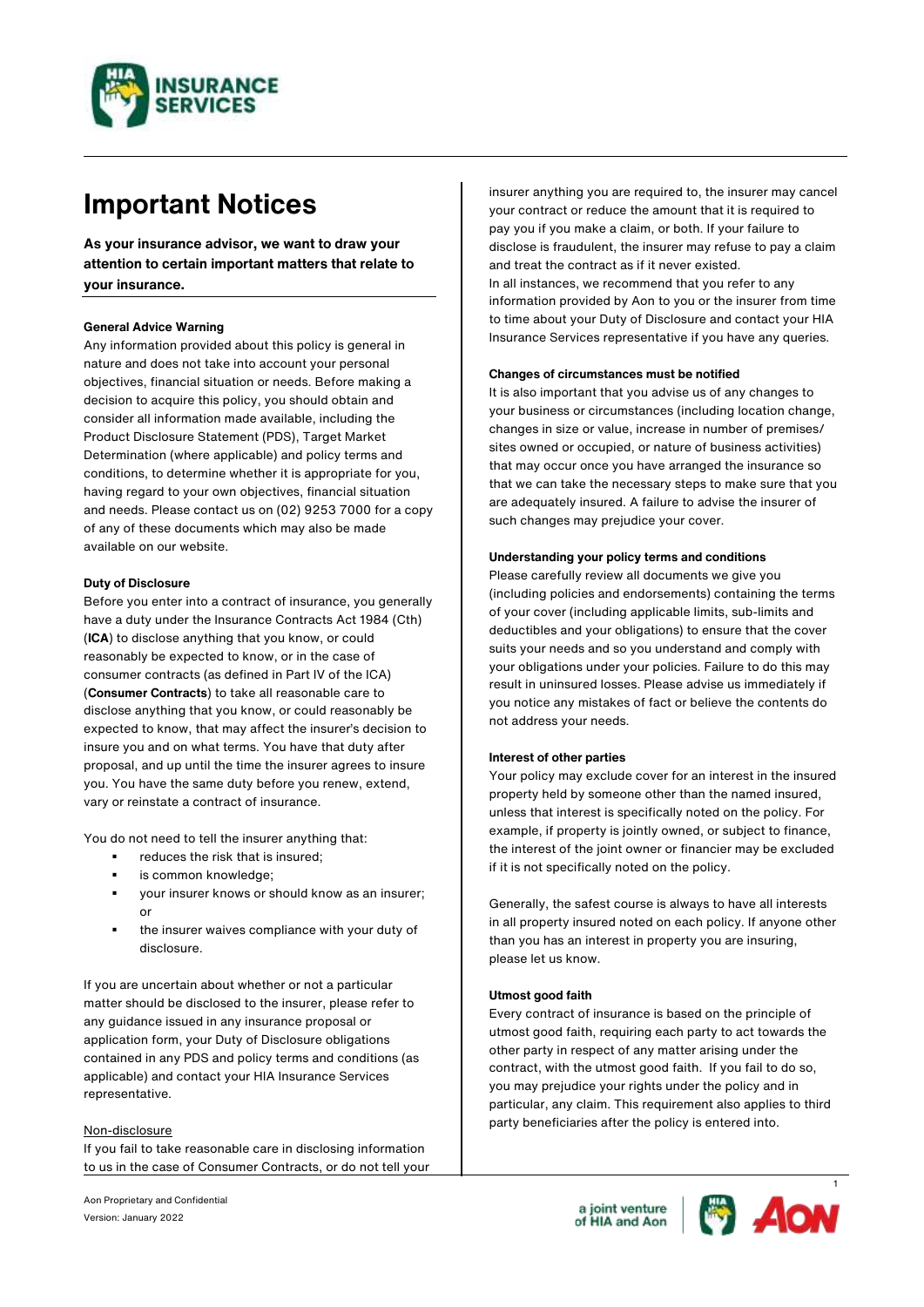# Important Notices

**As your insurance advisor, we want to draw your attention to certain important matters that relate to your insurance.**

**General Advice Warning**

Any information provided about this policy is general in nature and does not take into account your personal objectives, financial situation or needs. Before making a decision to acquire this policy, you should obtain and consider all information made available, including the Product Disclosure Statement (PDS), Target Market Determination (where applicable) and policy terms and conditions, to determine whether it is appropriate for you, having regard to your own objectives, financial situation and needs. Please contact us on (02) 9253 7000 for a copy of any of these documents which may also be made available on our website.

**Duty of Disclosure**

Before you enter into a contract of insurance, you generally have a duty under the Insurance Contracts Act 1984 (Cth) (**ICA**) to disclose anything that you know, or could reasonably be expected to know, or in the case of consumer contracts (as defined in Part IV of the ICA) (**Consumer Contracts**) to take all reasonable care to disclose anything that you know, or could reasonably be expected to know, that may affect the insurer's decision to insure you and on what terms. You have that duty after proposal, and up until the time the insurer agrees to insure you. You have the same duty before you renew, extend, vary or reinstate a contract of insurance.

You do not need to tell the insurer anything that:

- reduces the risk that is insured;
- is common knowledge;
- your insurer knows or should know as an insurer; or
- the insurer waives compliance with your duty of disclosure.

If you are uncertain about whether or not a particular matter should be disclosed to the insurer, please refer to any guidance issued in any insurance proposal or application form, your Duty of Disclosure obligations contained in any PDS and policy terms and conditions (as applicable) and contact your HIA Insurance Services representative.

Non-disclosure

If you fail to take reasonable care in disclosing information to us in the case of Consumer Contracts, or do not tell your insurer anything you are required to, the insurer may cancel your contract or reduce the amount that it is required to pay you if you make a claim, or both. If your failure to disclose is fraudulent, the insurer may refuse to pay a claim and treat the contract as if it never existed.

In all instances, we recommend that you refer to any information provided by Aon to you or the insurer from time to time about your Duty of Disclosure and contact your HIA Insurance Services representative if you have any queries.

**Changes of circumstances must be notified**

It is also important that you advise us of any changes to your business or circumstances (including location change, changes in size or value, increase in number of premises/ sites owned or occupied, or nature of business activities) that may occur once you have arranged the insurance so that we can take the necessary steps to make sure that you are adequately insured. A failure to advise the insurer of such changes may prejudice your cover.

**Understanding your policy terms and conditions**

Please carefully review all documents we give you (including policies and endorsements) containing the terms of your cover (including applicable limits, sub-limits and deductibles and your obligations) to ensure that the cover suits your needs and so you understand and comply with your obligations under your policies. Failure to do this may result in uninsured losses. Please advise us immediately if you notice any mistakes of fact or believe the contents do not address your needs.

**Interest of other parties**

Your policy may exclude cover for an interest in the insured property held by someone other than the named insured, unless that interest is specifically noted on the policy. For example, if property is jointly owned, or subject to finance, the interest of the joint owner or financier may be excluded if it is not specifically noted on the policy.

Generally, the safest course is always to have all interests in all property insured noted on each policy. If anyone other than you has an interest in property you are insuring, please let us know.

**Utmost good faith**

Every contract of insurance is based on the principle of utmost good faith, requiring each party to act towards the other party in respect of any matter arising under the contract, with the utmost good faith. If you fail to do so, you may prejudice your rights under the policy and in particular, any claim. This requirement also applies to third party beneficiaries after the policy is entered into.

Aon Proprietary and Confidential
Version: January 2022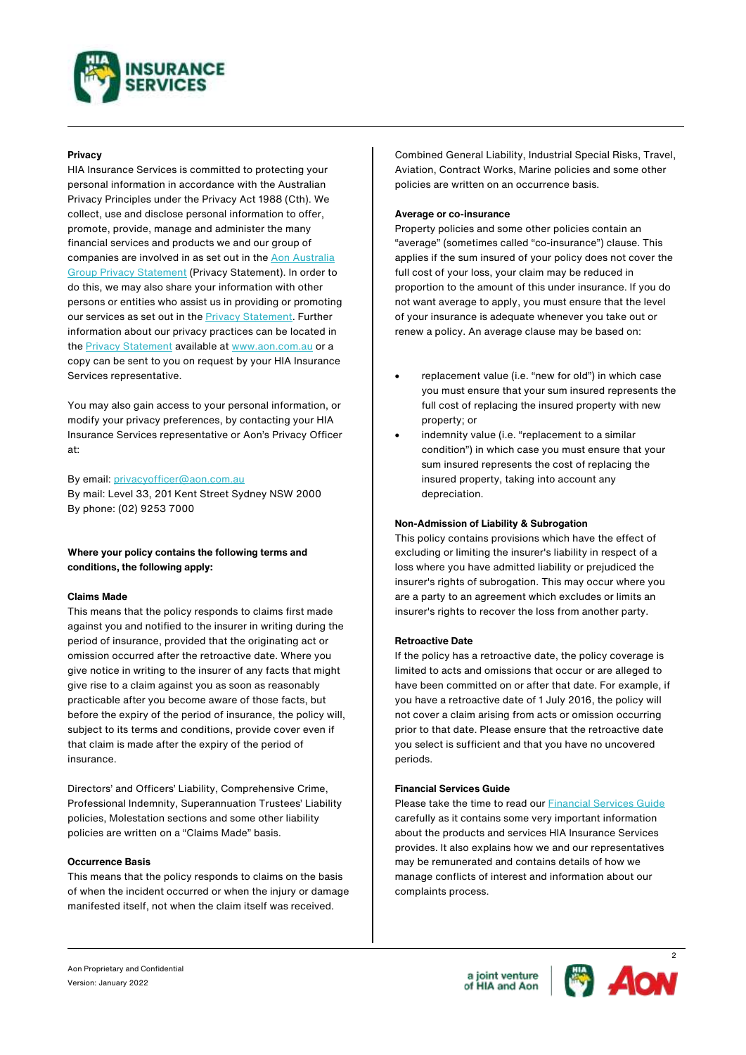**Privacy**

HIA Insurance Services is committed to protecting your personal information in accordance with the Australian Privacy Principles under the Privacy Act 1988 (Cth). We collect, use and disclose personal information to offer, promote, provide, manage and administer the many financial services and products we and our group of companies are involved in as set out in the Aon Australia Group Privacy Statement (Privacy Statement). In order to do this, we may also share your information with other persons or entities who assist us in providing or promoting our services as set out in the Privacy Statement. Further information about our privacy practices can be located in the Privacy Statement available at www.aon.com.au or a copy can be sent to you on request by your HIA Insurance Services representative.

You may also gain access to your personal information, or modify your privacy preferences, by contacting your HIA Insurance Services representative or Aon's Privacy Officer at:

By email: privacyofficer@aon.com.au
By mail: Level 33, 201 Kent Street Sydney NSW 2000
By phone: (02) 9253 7000

**Where your policy contains the following terms and conditions, the following apply:**

**Claims Made**

This means that the policy responds to claims first made against you and notified to the insurer in writing during the period of insurance, provided that the originating act or omission occurred after the retroactive date. Where you give notice in writing to the insurer of any facts that might give rise to a claim against you as soon as reasonably practicable after you become aware of those facts, but before the expiry of the period of insurance, the policy will, subject to its terms and conditions, provide cover even if that claim is made after the expiry of the period of insurance.

Directors' and Officers' Liability, Comprehensive Crime, Professional Indemnity, Superannuation Trustees' Liability policies, Molestation sections and some other liability policies are written on a "Claims Made" basis.

**Occurrence Basis**

This means that the policy responds to claims on the basis of when the incident occurred or when the injury or damage manifested itself, not when the claim itself was received.

Combined General Liability, Industrial Special Risks, Travel, Aviation, Contract Works, Marine policies and some other policies are written on an occurrence basis.

**Average or co-insurance**

Property policies and some other policies contain an "average" (sometimes called "co-insurance") clause. This applies if the sum insured of your policy does not cover the full cost of your loss, your claim may be reduced in proportion to the amount of this under insurance. If you do not want average to apply, you must ensure that the level of your insurance is adequate whenever you take out or renew a policy. An average clause may be based on:

- replacement value (i.e. "new for old") in which case you must ensure that your sum insured represents the full cost of replacing the insured property with new property; or
- indemnity value (i.e. "replacement to a similar condition") in which case you must ensure that your sum insured represents the cost of replacing the insured property, taking into account any depreciation.

**Non-Admission of Liability & Subrogation**

This policy contains provisions which have the effect of excluding or limiting the insurer's liability in respect of a loss where you have admitted liability or prejudiced the insurer's rights of subrogation. This may occur where you are a party to an agreement which excludes or limits an insurer's rights to recover the loss from another party.

**Retroactive Date**

If the policy has a retroactive date, the policy coverage is limited to acts and omissions that occur or are alleged to have been committed on or after that date. For example, if you have a retroactive date of 1 July 2016, the policy will not cover a claim arising from acts or omission occurring prior to that date. Please ensure that the retroactive date you select is sufficient and that you have no uncovered periods.

**Financial Services Guide**

Please take the time to read our Financial Services Guide carefully as it contains some very important information about the products and services HIA Insurance Services provides. It also explains how we and our representatives may be remunerated and contains details of how we manage conflicts of interest and information about our complaints process.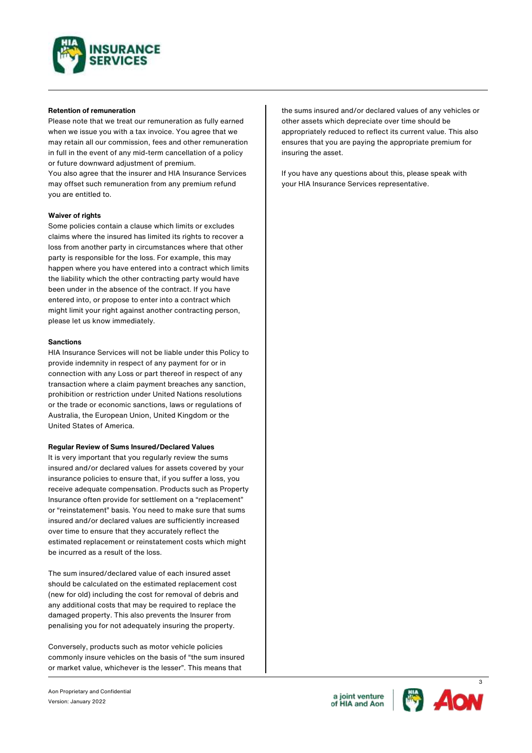**Retention of remuneration**

Please note that we treat our remuneration as fully earned when we issue you with a tax invoice. You agree that we may retain all our commission, fees and other remuneration in full in the event of any mid-term cancellation of a policy or future downward adjustment of premium.

You also agree that the insurer and HIA Insurance Services may offset such remuneration from any premium refund you are entitled to.

**Waiver of rights**

Some policies contain a clause which limits or excludes claims where the insured has limited its rights to recover a loss from another party in circumstances where that other party is responsible for the loss. For example, this may happen where you have entered into a contract which limits the liability which the other contracting party would have been under in the absence of the contract. If you have entered into, or propose to enter into a contract which might limit your right against another contracting person, please let us know immediately.

**Sanctions**

HIA Insurance Services will not be liable under this Policy to provide indemnity in respect of any payment for or in connection with any Loss or part thereof in respect of any transaction where a claim payment breaches any sanction, prohibition or restriction under United Nations resolutions or the trade or economic sanctions, laws or regulations of Australia, the European Union, United Kingdom or the United States of America.

**Regular Review of Sums Insured/Declared Values**

It is very important that you regularly review the sums insured and/or declared values for assets covered by your insurance policies to ensure that, if you suffer a loss, you receive adequate compensation. Products such as Property Insurance often provide for settlement on a "replacement" or "reinstatement" basis. You need to make sure that sums insured and/or declared values are sufficiently increased over time to ensure that they accurately reflect the estimated replacement or reinstatement costs which might be incurred as a result of the loss.

The sum insured/declared value of each insured asset should be calculated on the estimated replacement cost (new for old) including the cost for removal of debris and any additional costs that may be required to replace the damaged property. This also prevents the Insurer from penalising you for not adequately insuring the property.

Conversely, products such as motor vehicle policies commonly insure vehicles on the basis of "the sum insured or market value, whichever is the lesser". This means that the sums insured and/or declared values of any vehicles or other assets which depreciate over time should be appropriately reduced to reflect its current value. This also ensures that you are paying the appropriate premium for insuring the asset.

If you have any questions about this, please speak with your HIA Insurance Services representative.